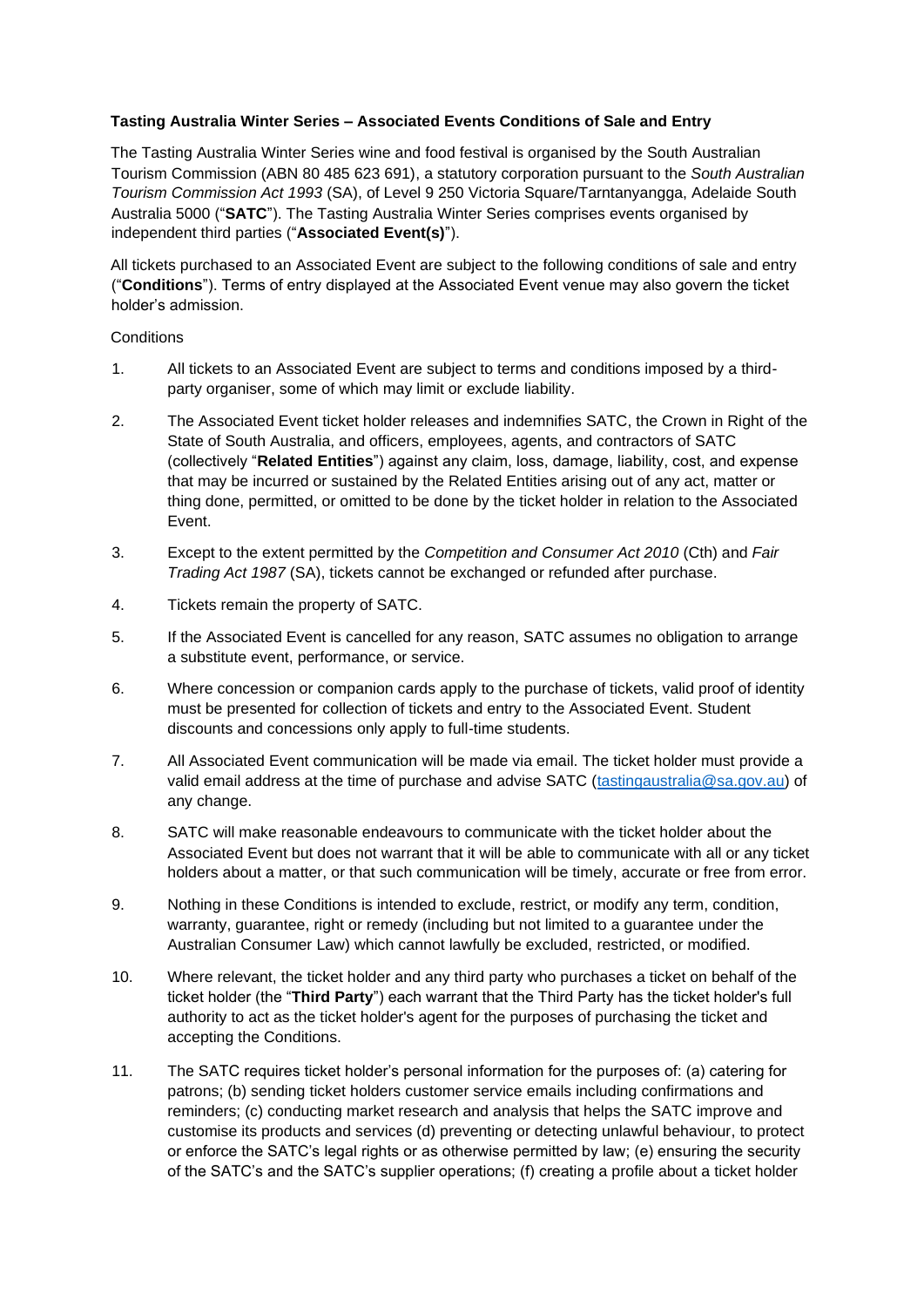**Tasting Australia Winter Series – Associated Events Conditions of Sale and Entry**

The Tasting Australia Winter Series wine and food festival is organised by the South Australian Tourism Commission (ABN 80 485 623 691), a statutory corporation pursuant to the *South Australian Tourism Commission Act 1993* (SA), of Level 9 250 Victoria Square/Tarntanyangga, Adelaide South Australia 5000 ("**SATC**"). The Tasting Australia Winter Series comprises events organised by independent third parties ("**Associated Event(s)**").

All tickets purchased to an Associated Event are subject to the following conditions of sale and entry ("**Conditions**"). Terms of entry displayed at the Associated Event venue may also govern the ticket holder's admission.

Conditions

1. All tickets to an Associated Event are subject to terms and conditions imposed by a third-party organiser, some of which may limit or exclude liability.
2. The Associated Event ticket holder releases and indemnifies SATC, the Crown in Right of the State of South Australia, and officers, employees, agents, and contractors of SATC (collectively "**Related Entities**") against any claim, loss, damage, liability, cost, and expense that may be incurred or sustained by the Related Entities arising out of any act, matter or thing done, permitted, or omitted to be done by the ticket holder in relation to the Associated Event.
3. Except to the extent permitted by the *Competition and Consumer Act 2010* (Cth) and *Fair Trading Act 1987* (SA), tickets cannot be exchanged or refunded after purchase.
4. Tickets remain the property of SATC.
5. If the Associated Event is cancelled for any reason, SATC assumes no obligation to arrange a substitute event, performance, or service.
6. Where concession or companion cards apply to the purchase of tickets, valid proof of identity must be presented for collection of tickets and entry to the Associated Event. Student discounts and concessions only apply to full-time students.
7. All Associated Event communication will be made via email. The ticket holder must provide a valid email address at the time of purchase and advise SATC (tastingaustralia@sa.gov.au) of any change.
8. SATC will make reasonable endeavours to communicate with the ticket holder about the Associated Event but does not warrant that it will be able to communicate with all or any ticket holders about a matter, or that such communication will be timely, accurate or free from error.
9. Nothing in these Conditions is intended to exclude, restrict, or modify any term, condition, warranty, guarantee, right or remedy (including but not limited to a guarantee under the Australian Consumer Law) which cannot lawfully be excluded, restricted, or modified.
10. Where relevant, the ticket holder and any third party who purchases a ticket on behalf of the ticket holder (the "**Third Party**") each warrant that the Third Party has the ticket holder's full authority to act as the ticket holder's agent for the purposes of purchasing the ticket and accepting the Conditions.
11. The SATC requires ticket holder's personal information for the purposes of: (a) catering for patrons; (b) sending ticket holders customer service emails including confirmations and reminders; (c) conducting market research and analysis that helps the SATC improve and customise its products and services (d) preventing or detecting unlawful behaviour, to protect or enforce the SATC's legal rights or as otherwise permitted by law; (e) ensuring the security of the SATC's and the SATC's supplier operations; (f) creating a profile about a ticket holder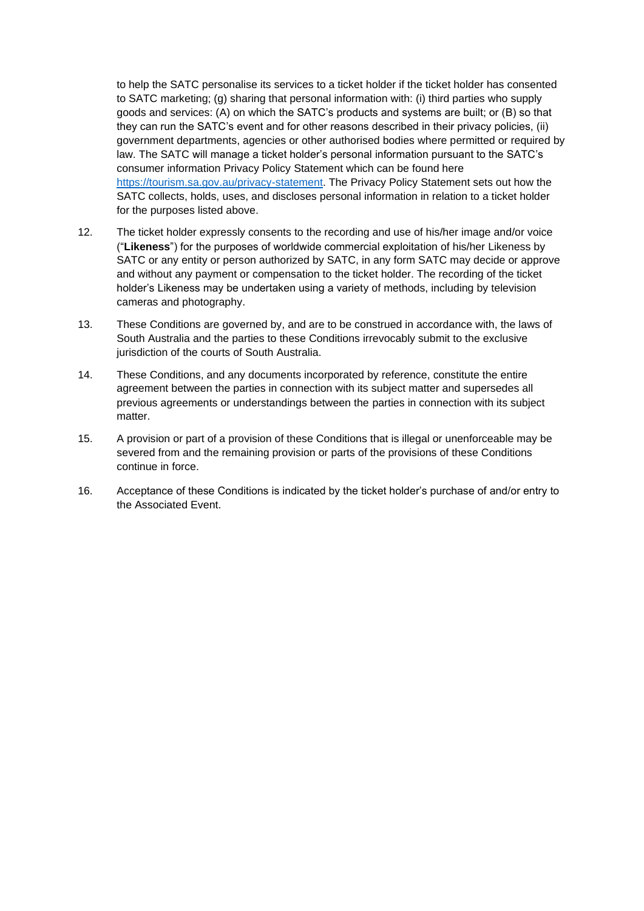to help the SATC personalise its services to a ticket holder if the ticket holder has consented to SATC marketing; (g) sharing that personal information with: (i) third parties who supply goods and services: (A) on which the SATC's products and systems are built; or (B) so that they can run the SATC's event and for other reasons described in their privacy policies, (ii) government departments, agencies or other authorised bodies where permitted or required by law. The SATC will manage a ticket holder's personal information pursuant to the SATC's consumer information Privacy Policy Statement which can be found here [https://tourism.sa.gov.au/privacy-statement](https://tourism.sa.gov.au/privacy-statement). The Privacy Policy Statement sets out how the SATC collects, holds, uses, and discloses personal information in relation to a ticket holder for the purposes listed above.

12. The ticket holder expressly consents to the recording and use of his/her image and/or voice ("**Likeness**") for the purposes of worldwide commercial exploitation of his/her Likeness by SATC or any entity or person authorized by SATC, in any form SATC may decide or approve and without any payment or compensation to the ticket holder. The recording of the ticket holder's Likeness may be undertaken using a variety of methods, including by television cameras and photography.

13. These Conditions are governed by, and are to be construed in accordance with, the laws of South Australia and the parties to these Conditions irrevocably submit to the exclusive jurisdiction of the courts of South Australia.

14. These Conditions, and any documents incorporated by reference, constitute the entire agreement between the parties in connection with its subject matter and supersedes all previous agreements or understandings between the parties in connection with its subject matter.

15. A provision or part of a provision of these Conditions that is illegal or unenforceable may be severed from and the remaining provision or parts of the provisions of these Conditions continue in force.

16. Acceptance of these Conditions is indicated by the ticket holder's purchase of and/or entry to the Associated Event.